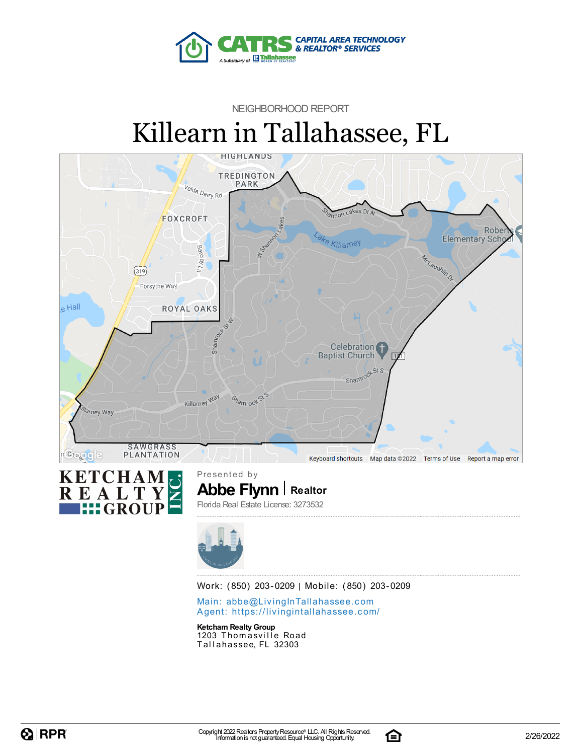CATRS CAPITAL AREA TECHNOLOGY & REALTOR® SERVICES

A Subsidiary of Tallahassee Board of Realtors

NEIGHBORHOOD REPORT

# Killearn in Tallahassee, FL

KETCHAM REALTY GROUP INC.

Presented by

**Abbe Flynn** | **Realtor**

Florida Real Estate License: 3273532

Work: (850) 203-0209 | Mobile: (850) 203-0209

Main: abbe@LivingInTallahassee.com
Agent: https://livingintallahassee.com/

**Ketcham Realty Group**
1203 Thomasville Road
Tallahassee, FL 32303

Copyright 2022 Realtors Property Resource® LLC. All Rights Reserved.
Information is not guaranteed. Equal Housing Opportunity.

2/26/2022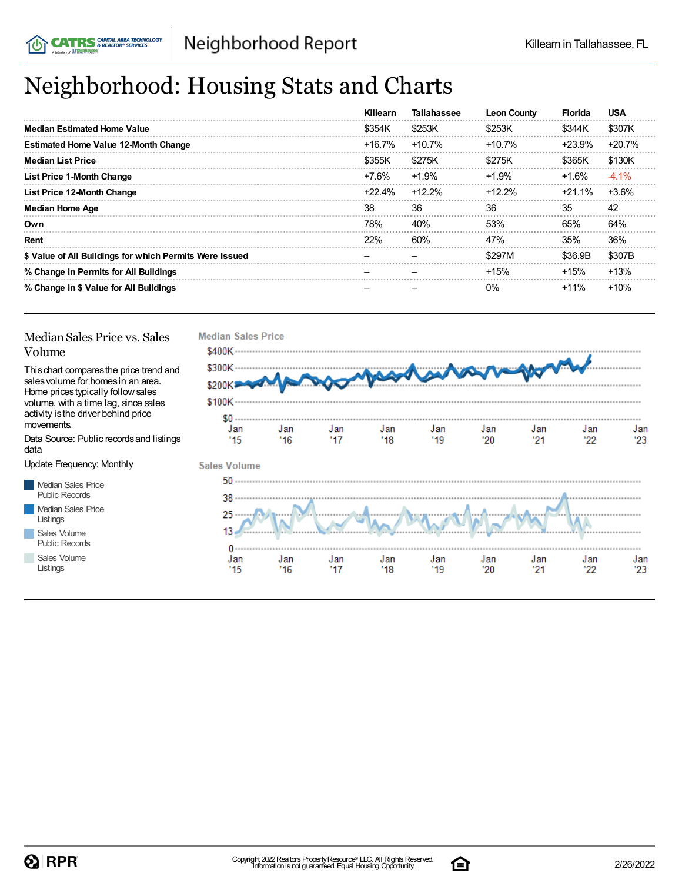# Neighborhood: Housing Stats and Charts

| | Killearn | Tallahassee | Leon County | Florida | USA |
|---|---|---|---|---|---|
| **Median Estimated Home Value** | $354K | $253K | $253K | $344K | $307K |
| **Estimated Home Value 12-Month Change** | +16.7% | +10.7% | +10.7% | +23.9% | +20.7% |
| **Median List Price** | $355K | $275K | $275K | $365K | $130K |
| **List Price 1-Month Change** | +7.6% | +1.9% | +1.9% | +1.6% | -4.1% |
| **List Price 12-Month Change** | +22.4% | +12.2% | +12.2% | +21.1% | +3.6% |
| **Median Home Age** | 38 | 36 | 36 | 35 | 42 |
| **Own** | 78% | 40% | 53% | 65% | 64% |
| **Rent** | 22% | 60% | 47% | 35% | 36% |
| **$ Value of All Buildings for which Permits Were Issued** | – | – | $297M | $36.9B | $307B |
| **% Change in Permits for All Buildings** | – | – | +15% | +15% | +13% |
| **% Change in $ Value for All Buildings** | – | – | 0% | +11% | +10% |

## Median Sales Price vs. Sales Volume

This chart compares the price trend and sales volume for homes in an area. Home prices typically follow sales volume, with a time lag, since sales activity is the driver behind price movements.

Data Source: Public records and listings data

Update Frequency: Monthly

- Median Sales Price Public Records
- Median Sales Price Listings
- Sales Volume Public Records
- Sales Volume Listings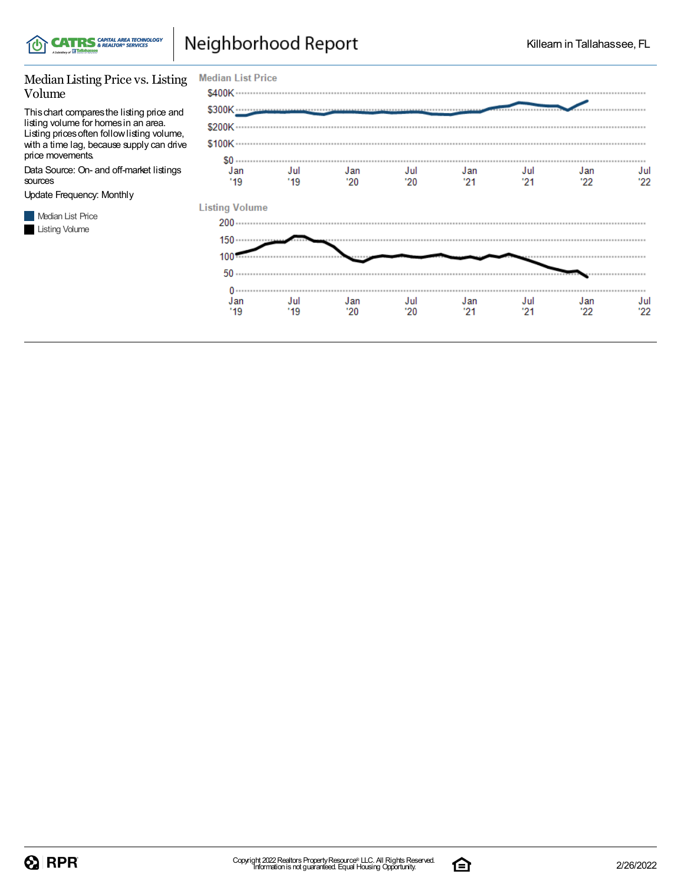## Median Listing Price vs. Listing Volume

This chart compares the listing price and listing volume for homes in an area. Listing prices often follow listing volume, with a time lag, because supply can drive price movements.

Data Source: On- and off-market listings sources

Update Frequency: Monthly

- Median List Price
- Listing Volume

**Median List Price**

$400K
$300K
$200K
$100K
$0

Jan '19 | Jul '19 | Jan '20 | Jul '20 | Jan '21 | Jul '21 | Jan '22 | Jul '22

**Listing Volume**

200
150
100
50
0

Jan '19 | Jul '19 | Jan '20 | Jul '20 | Jan '21 | Jul '21 | Jan '22 | Jul '22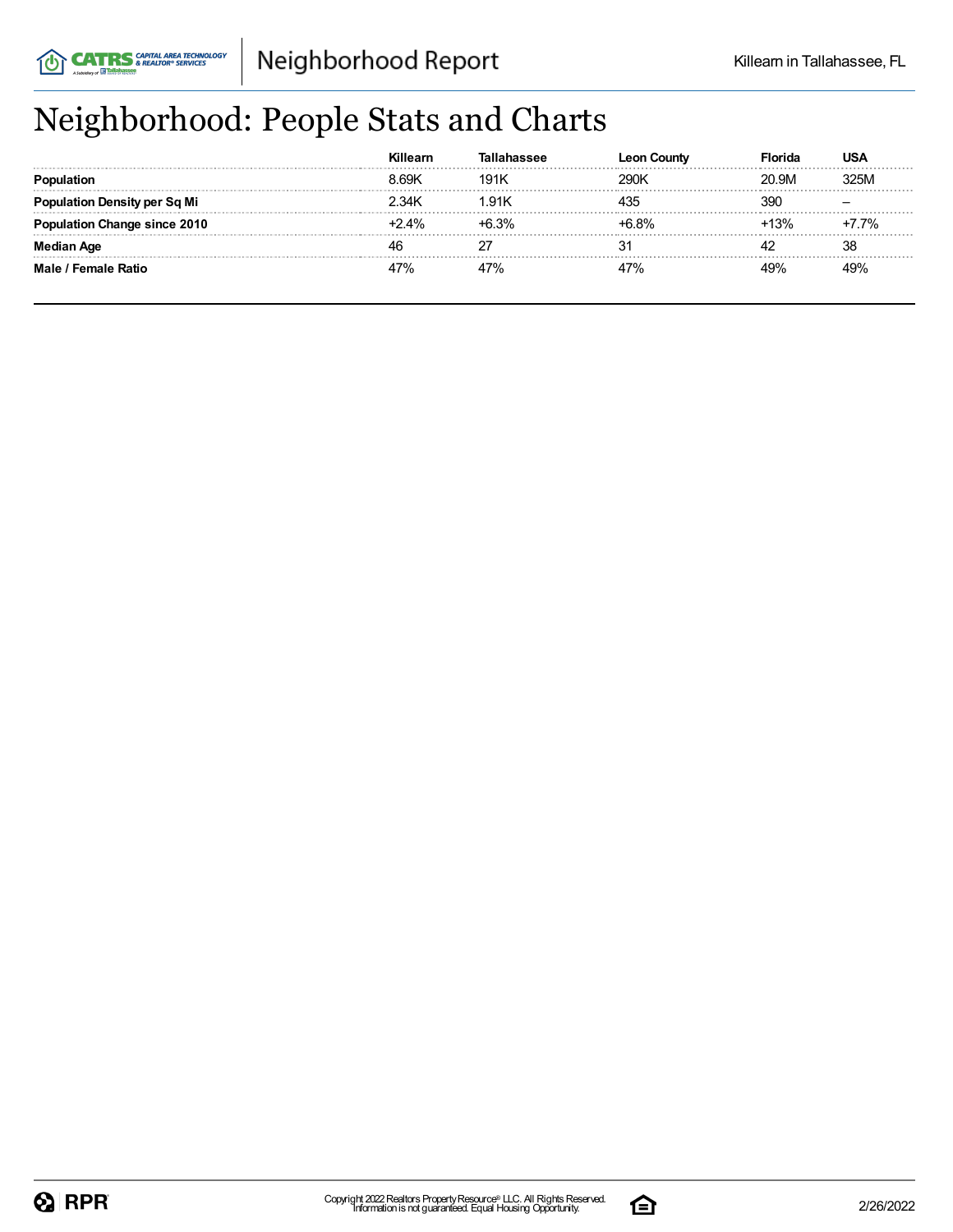# Neighborhood: People Stats and Charts

| | Killearn | Tallahassee | Leon County | Florida | USA |
|---|---|---|---|---|---|
| **Population** | 8.69K | 191K | 290K | 20.9M | 325M |
| **Population Density per Sq Mi** | 2.34K | 1.91K | 435 | 390 | – |
| **Population Change since 2010** | +2.4% | +6.3% | +6.8% | +13% | +7.7% |
| **Median Age** | 46 | 27 | 31 | 42 | 38 |
| **Male / Female Ratio** | 47% | 47% | 47% | 49% | 49% |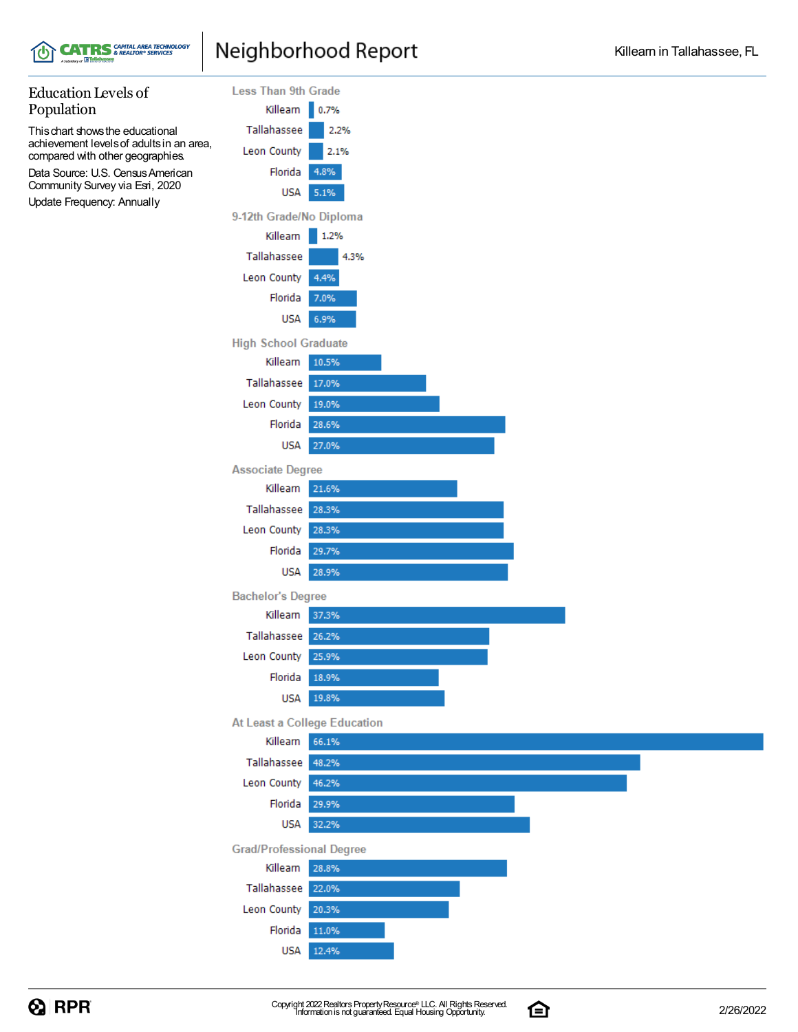## Education Levels of Population

This chart shows the educational achievement levels of adults in an area, compared with other geographies.

Data Source: U.S. Census American Community Survey via Esri, 2020

Update Frequency: Annually

| | Killearn | Tallahassee | Leon County | Florida | USA |
|---|---|---|---|---|---|
| Less Than 9th Grade | 0.7% | 2.2% | 2.1% | 4.8% | 5.1% |
| 9-12th Grade/No Diploma | 1.2% | 4.3% | 4.4% | 7.0% | 6.9% |
| High School Graduate | 10.5% | 17.0% | 19.0% | 28.6% | 27.0% |
| Associate Degree | 21.6% | 28.3% | 28.3% | 29.7% | 28.9% |
| Bachelor's Degree | 37.3% | 26.2% | 25.9% | 18.9% | 19.8% |
| At Least a College Education | 66.1% | 48.2% | 46.2% | 29.9% | 32.2% |
| Grad/Professional Degree | 28.8% | 22.0% | 20.3% | 11.0% | 12.4% |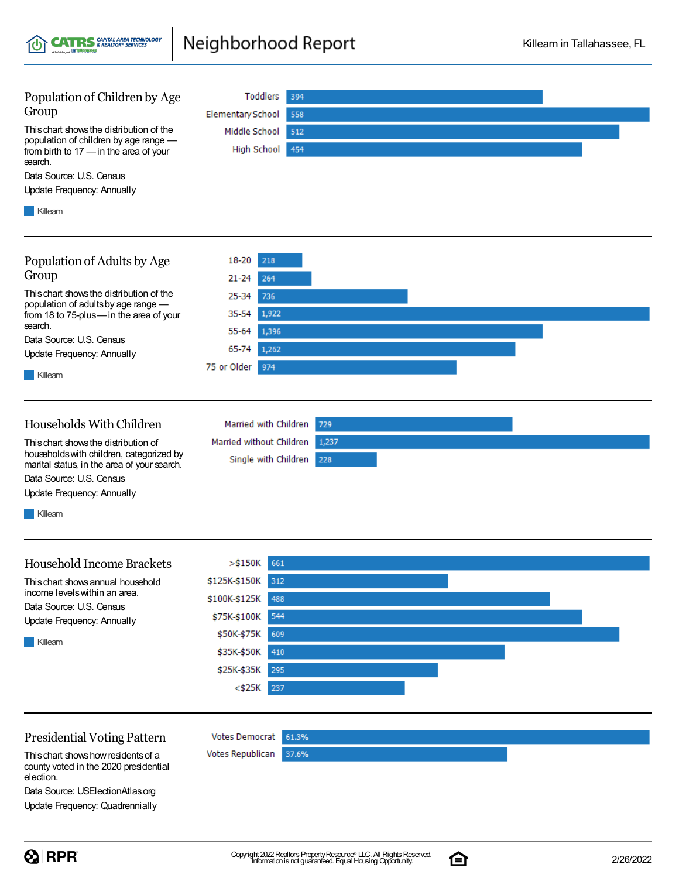## Population of Children by Age Group

This chart shows the distribution of the population of children by age range — from birth to 17 — in the area of your search.

Data Source: U.S. Census

Update Frequency: Annually

Killearn

| Age Group | Killearn |
|---|---|
| Toddlers | 394 |
| Elementary School | 558 |
| Middle School | 512 |
| High School | 454 |

## Population of Adults by Age Group

This chart shows the distribution of the population of adults by age range — from 18 to 75-plus — in the area of your search.

Data Source: U.S. Census

Update Frequency: Annually

Killearn

| Age Group | Killearn |
|---|---|
| 18-20 | 218 |
| 21-24 | 264 |
| 25-34 | 736 |
| 35-54 | 1,922 |
| 55-64 | 1,396 |
| 65-74 | 1,262 |
| 75 or Older | 974 |

## Households With Children

This chart shows the distribution of households with children, categorized by marital status, in the area of your search.

Data Source: U.S. Census

Update Frequency: Annually

Killearn

| Household Type | Killearn |
|---|---|
| Married with Children | 729 |
| Married without Children | 1,237 |
| Single with Children | 228 |

## Household Income Brackets

This chart shows annual household income levels within an area.

Data Source: U.S. Census

Update Frequency: Annually

Killearn

| Income Bracket | Killearn |
|---|---|
| >$150K | 661 |
| $125K-$150K | 312 |
| $100K-$125K | 488 |
| $75K-$100K | 544 |
| $50K-$75K | 609 |
| $35K-$50K | 410 |
| $25K-$35K | 295 |
| <$25K | 237 |

## Presidential Voting Pattern

This chart shows how residents of a county voted in the 2020 presidential election.

Data Source: USElectionAtlas.org

Update Frequency: Quadrennially

| Vote | Percent |
|---|---|
| Votes Democrat | 61.3% |
| Votes Republican | 37.6% |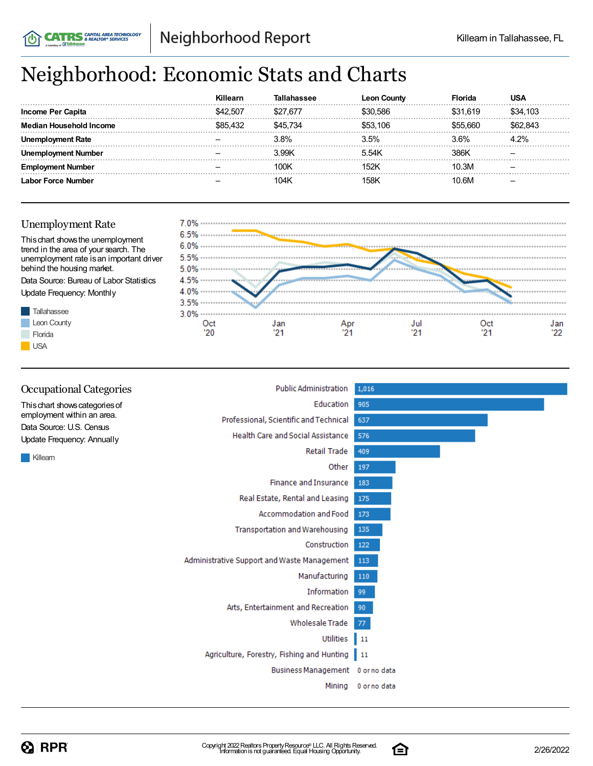# Neighborhood: Economic Stats and Charts

| | Killearn | Tallahassee | Leon County | Florida | USA |
|---|---|---|---|---|---|
| **Income Per Capita** | $42,507 | $27,677 | $30,586 | $31,619 | $34,103 |
| **Median Household Income** | $85,432 | $45,734 | $53,106 | $55,660 | $62,843 |
| **Unemployment Rate** | – | 3.8% | 3.5% | 3.6% | 4.2% |
| **Unemployment Number** | – | 3.99K | 5.54K | 386K | – |
| **Employment Number** | – | 100K | 152K | 10.3M | – |
| **Labor Force Number** | – | 104K | 158K | 10.6M | – |

## Unemployment Rate

This chart shows the unemployment trend in the area of your search. The unemployment rate is an important driver behind the housing market.

Data Source: Bureau of Labor Statistics

Update Frequency: Monthly

Tallahassee

Leon County

Florida

USA

## Occupational Categories

This chart shows categories of employment within an area.

Data Source: U.S. Census

Update Frequency: Annually

Killearn

| Category | Killearn |
|---|---|
| Public Administration | 1,016 |
| Education | 905 |
| Professional, Scientific and Technical | 637 |
| Health Care and Social Assistance | 576 |
| Retail Trade | 409 |
| Other | 197 |
| Finance and Insurance | 183 |
| Real Estate, Rental and Leasing | 175 |
| Accommodation and Food | 173 |
| Transportation and Warehousing | 135 |
| Construction | 122 |
| Administrative Support and Waste Management | 113 |
| Manufacturing | 110 |
| Information | 99 |
| Arts, Entertainment and Recreation | 90 |
| Wholesale Trade | 77 |
| Utilities | 11 |
| Agriculture, Forestry, Fishing and Hunting | 11 |
| Business Management | 0 or no data |
| Mining | 0 or no data |

Copyright 2022 Realtors Property Resource® LLC. All Rights Reserved.
Information is not guaranteed. Equal Housing Opportunity.

2/26/2022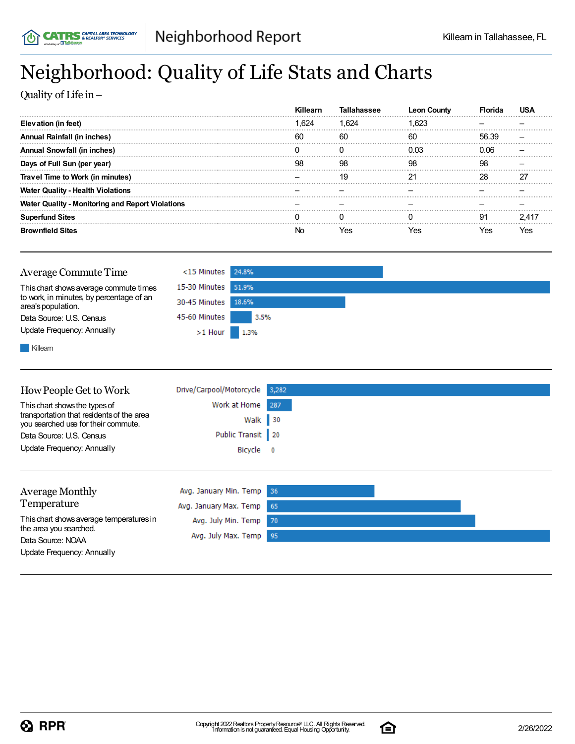# Neighborhood: Quality of Life Stats and Charts

Quality of Life in –

| | Killearn | Tallahassee | Leon County | Florida | USA |
|---|---|---|---|---|---|
| **Elevation (in feet)** | 1,624 | 1,624 | 1,623 | – | – |
| **Annual Rainfall (in inches)** | 60 | 60 | 60 | 56.39 | – |
| **Annual Snowfall (in inches)** | 0 | 0 | 0.03 | 0.06 | – |
| **Days of Full Sun (per year)** | 98 | 98 | 98 | 98 | – |
| **Travel Time to Work (in minutes)** | – | 19 | 21 | 28 | 27 |
| **Water Quality - Health Violations** | – | – | – | – | – |
| **Water Quality - Monitoring and Report Violations** | – | – | – | – | – |
| **Superfund Sites** | 0 | 0 | 0 | 91 | 2,417 |
| **Brownfield Sites** | No | Yes | Yes | Yes | Yes |

## Average Commute Time

This chart shows average commute times to work, in minutes, by percentage of an area's population.

Data Source: U.S. Census

Update Frequency: Annually

| | Killearn |
|---|---|
| <15 Minutes | 24.8% |
| 15-30 Minutes | 51.9% |
| 30-45 Minutes | 18.6% |
| 45-60 Minutes | 3.5% |
| >1 Hour | 1.3% |

## How People Get to Work

This chart shows the types of transportation that residents of the area you searched use for their commute.

Data Source: U.S. Census

Update Frequency: Annually

| | |
|---|---|
| Drive/Carpool/Motorcycle | 3,282 |
| Work at Home | 287 |
| Walk | 30 |
| Public Transit | 20 |
| Bicycle | 0 |

## Average Monthly Temperature

This chart shows average temperatures in the area you searched.

Data Source: NOAA

Update Frequency: Annually

| | |
|---|---|
| Avg. January Min. Temp | 36 |
| Avg. January Max. Temp | 65 |
| Avg. July Min. Temp | 70 |
| Avg. July Max. Temp | 95 |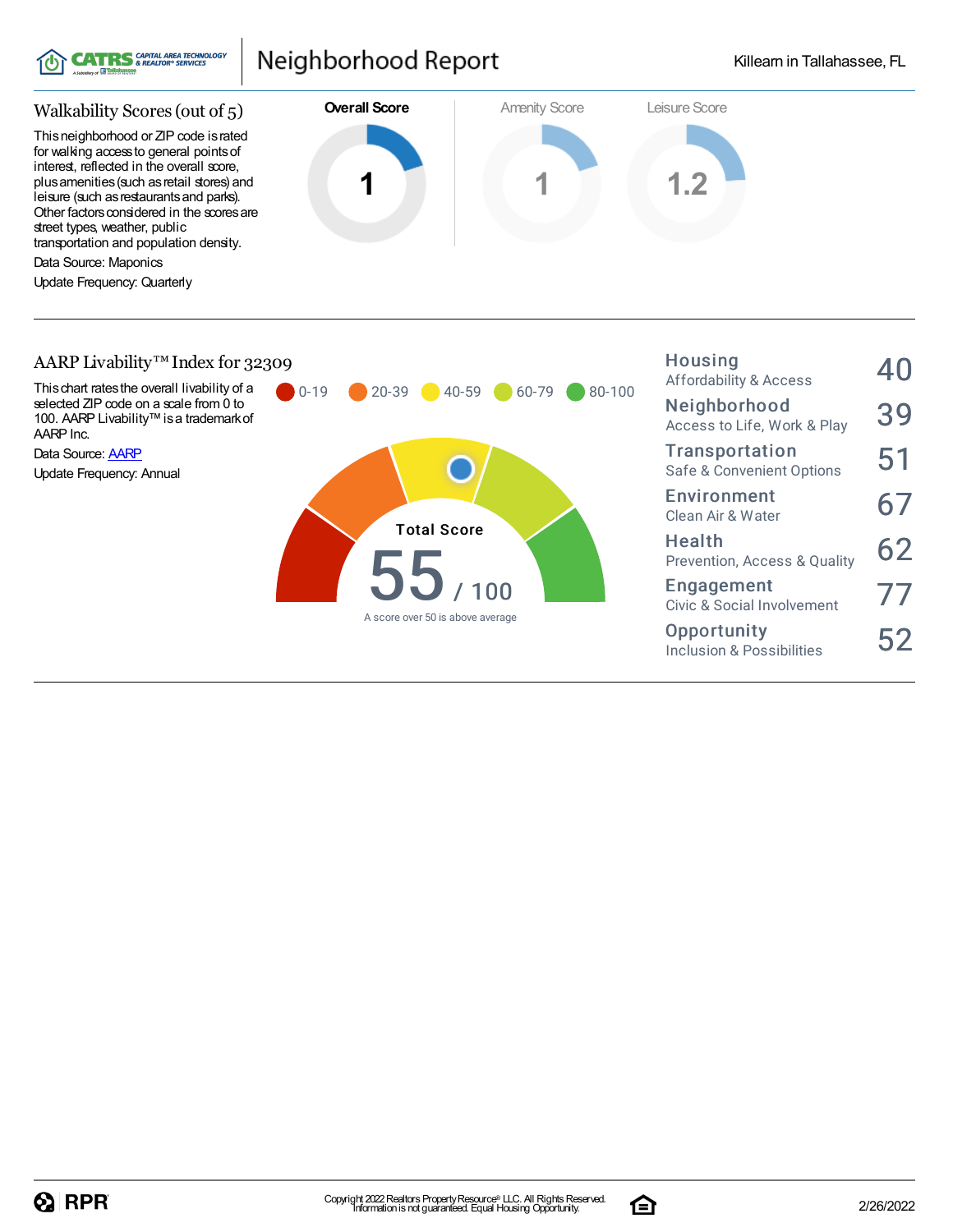## Walkability Scores (out of 5)

This neighborhood or ZIP code is rated for walking access to general points of interest, reflected in the overall score, plus amenities (such as retail stores) and leisure (such as restaurants and parks). Other factors considered in the scores are street types, weather, public transportation and population density.

Data Source: Maponics

Update Frequency: Quarterly

| Overall Score | Amenity Score | Leisure Score |
|---|---|---|
| 1 | 1 | 1.2 |

## AARP Livability™ Index for 32309

This chart rates the overall livability of a selected ZIP code on a scale from 0 to 100. AARP Livability™ is a trademark of AARP Inc.

Data Source: AARP

Update Frequency: Annual

0-19 | 20-39 | 40-59 | 60-79 | 80-100

**Total Score**

**55** / 100

A score over 50 is above average

| Category | Score |
|---|---|
| **Housing** Affordability & Access | 40 |
| **Neighborhood** Access to Life, Work & Play | 39 |
| **Transportation** Safe & Convenient Options | 51 |
| **Environment** Clean Air & Water | 67 |
| **Health** Prevention, Access & Quality | 62 |
| **Engagement** Civic & Social Involvement | 77 |
| **Opportunity** Inclusion & Possibilities | 52 |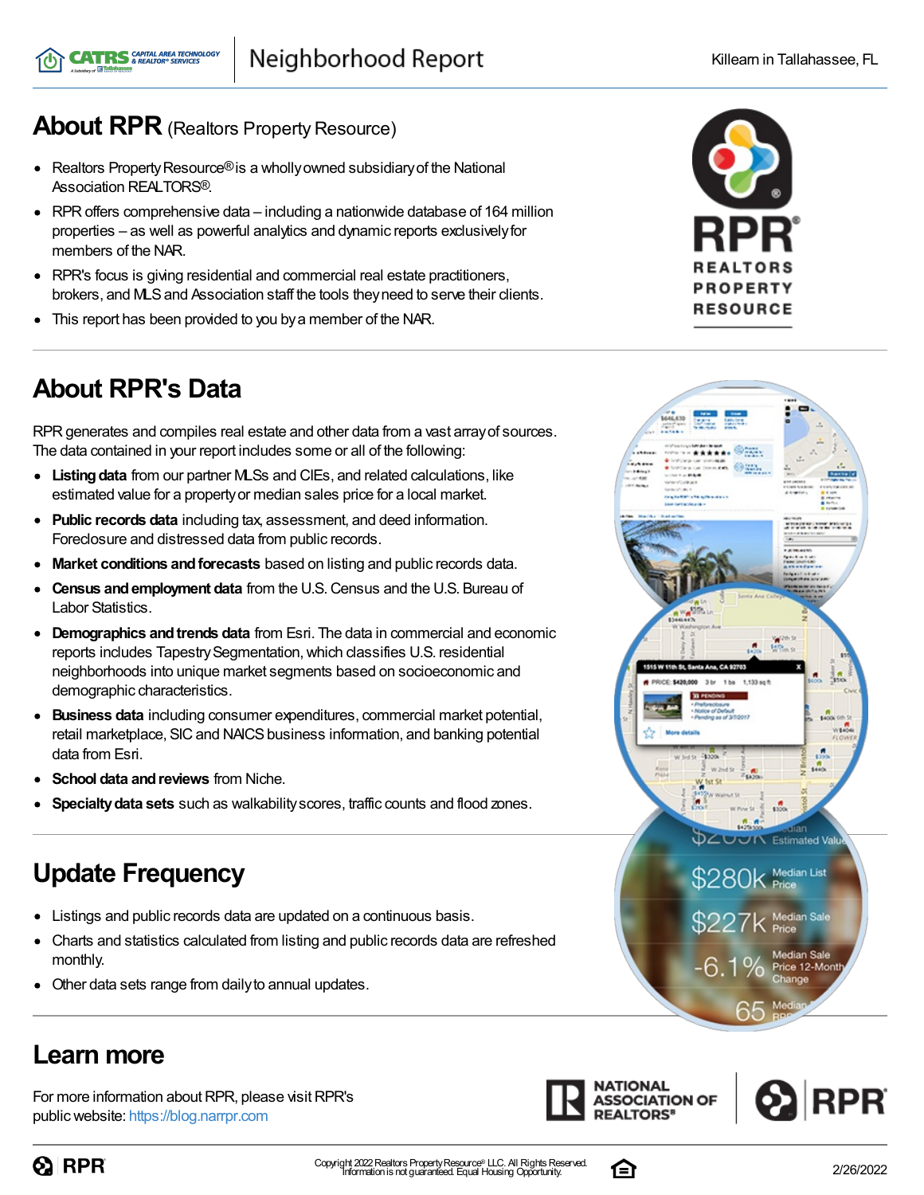# About RPR (Realtors Property Resource)

- Realtors Property Resource® is a wholly owned subsidiary of the National Association REALTORS®.
- RPR offers comprehensive data – including a nationwide database of 164 million properties – as well as powerful analytics and dynamic reports exclusively for members of the NAR.
- RPR's focus is giving residential and commercial real estate practitioners, brokers, and MLS and Association staff the tools they need to serve their clients.
- This report has been provided to you by a member of the NAR.

# About RPR's Data

RPR generates and compiles real estate and other data from a vast array of sources. The data contained in your report includes some or all of the following:

- **Listing data** from our partner MLSs and CIEs, and related calculations, like estimated value for a property or median sales price for a local market.
- **Public records data** including tax, assessment, and deed information. Foreclosure and distressed data from public records.
- **Market conditions and forecasts** based on listing and public records data.
- **Census and employment data** from the U.S. Census and the U.S. Bureau of Labor Statistics.
- **Demographics and trends data** from Esri. The data in commercial and economic reports includes Tapestry Segmentation, which classifies U.S. residential neighborhoods into unique market segments based on socioeconomic and demographic characteristics.
- **Business data** including consumer expenditures, commercial market potential, retail marketplace, SIC and NAICS business information, and banking potential data from Esri.
- **School data and reviews** from Niche.
- **Specialty data sets** such as walkability scores, traffic counts and flood zones.

# Update Frequency

- Listings and public records data are updated on a continuous basis.
- Charts and statistics calculated from listing and public records data are refreshed monthly.
- Other data sets range from daily to annual updates.

# Learn more

For more information about RPR, please visit RPR's public website: https://blog.narrpr.com